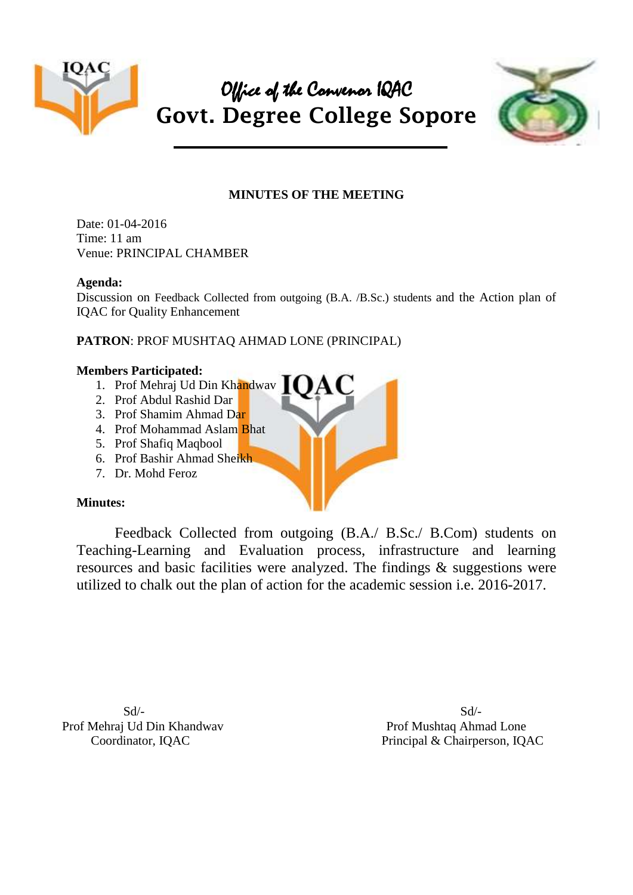*Office of the Convenor IQAC*

# Govt. Degree College Sopore

## MINUTES OF THE MEETING

Date: 01-04-2016
Time: 11 am
Venue: PRINCIPAL CHAMBER

**Agenda:**
Discussion on Feedback Collected from outgoing (B.A. /B.Sc.) students and the Action plan of IQAC for Quality Enhancement

**PATRON**: PROF MUSHTAQ AHMAD LONE (PRINCIPAL)

**Members Participated:**

1. Prof Mehraj Ud Din Khandwav
2. Prof Abdul Rashid Dar
3. Prof Shamim Ahmad Dar
4. Prof Mohammad Aslam Bhat
5. Prof Shafiq Maqbool
6. Prof Bashir Ahmad Sheikh
7. Dr. Mohd Feroz

**Minutes:**

Feedback Collected from outgoing (B.A./ B.Sc./ B.Com) students on Teaching-Learning and Evaluation process, infrastructure and learning resources and basic facilities were analyzed. The findings & suggestions were utilized to chalk out the plan of action for the academic session i.e. 2016-2017.

Sd/-
Prof Mehraj Ud Din Khandwav
Coordinator, IQAC

Sd/-
Prof Mushtaq Ahmad Lone
Principal & Chairperson, IQAC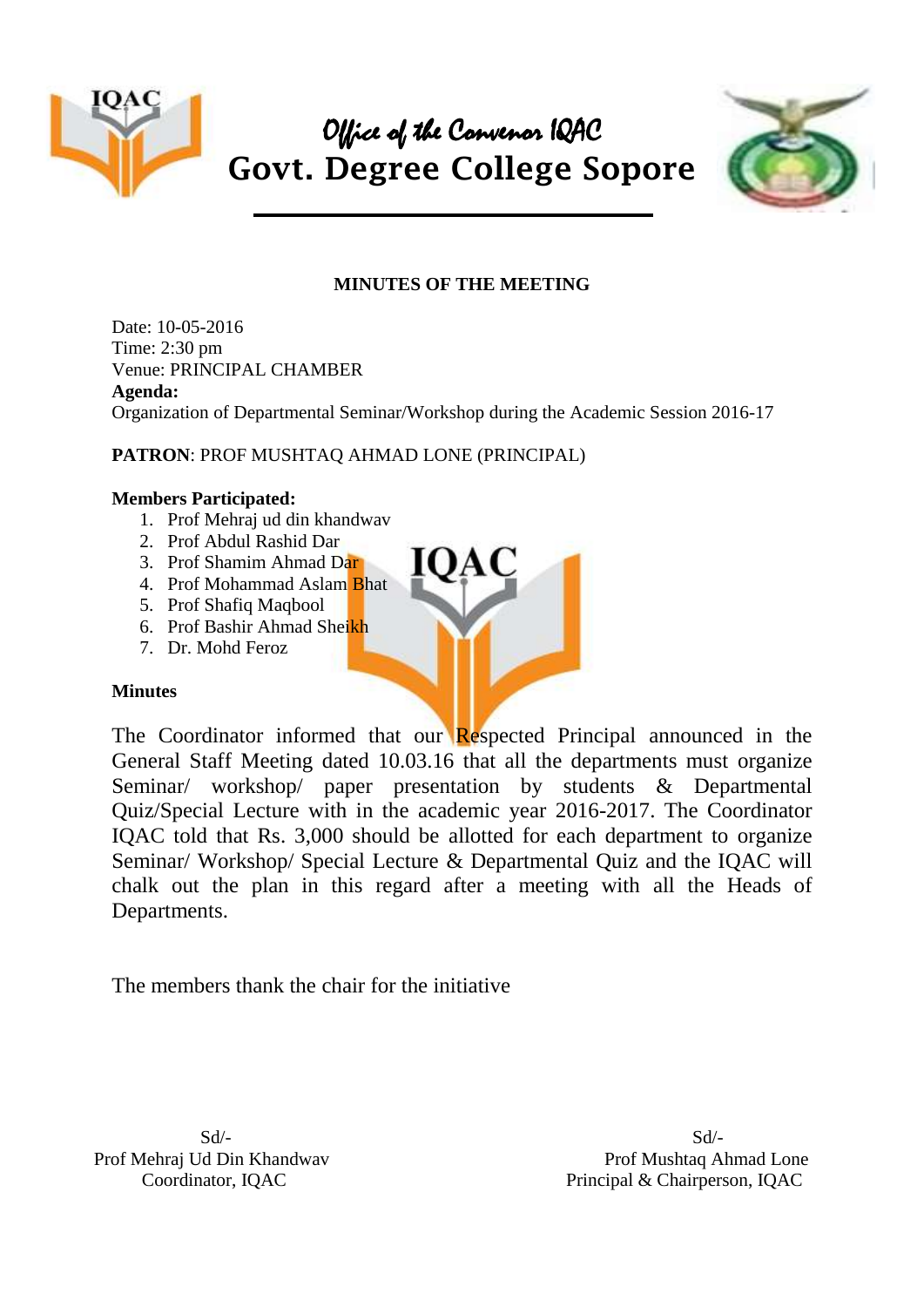# *Office of the Convenor IQAC*
# Govt. Degree College Sopore

**MINUTES OF THE MEETING**

Date: 10-05-2016
Time: 2:30 pm
Venue: PRINCIPAL CHAMBER
**Agenda:**
Organization of Departmental Seminar/Workshop during the Academic Session 2016-17

**PATRON**: PROF MUSHTAQ AHMAD LONE (PRINCIPAL)

**Members Participated:**

1. Prof Mehraj ud din khandwav
2. Prof Abdul Rashid Dar
3. Prof Shamim Ahmad Dar
4. Prof Mohammad Aslam Bhat
5. Prof Shafiq Maqbool
6. Prof Bashir Ahmad Sheikh
7. Dr. Mohd Feroz

**Minutes**

The Coordinator informed that our Respected Principal announced in the General Staff Meeting dated 10.03.16 that all the departments must organize Seminar/ workshop/ paper presentation by students & Departmental Quiz/Special Lecture with in the academic year 2016-2017. The Coordinator IQAC told that Rs. 3,000 should be allotted for each department to organize Seminar/ Workshop/ Special Lecture & Departmental Quiz and the IQAC will chalk out the plan in this regard after a meeting with all the Heads of Departments.

The members thank the chair for the initiative

Sd/-
Prof Mehraj Ud Din Khandwav
Coordinator, IQAC

Sd/-
Prof Mushtaq Ahmad Lone
Principal & Chairperson, IQAC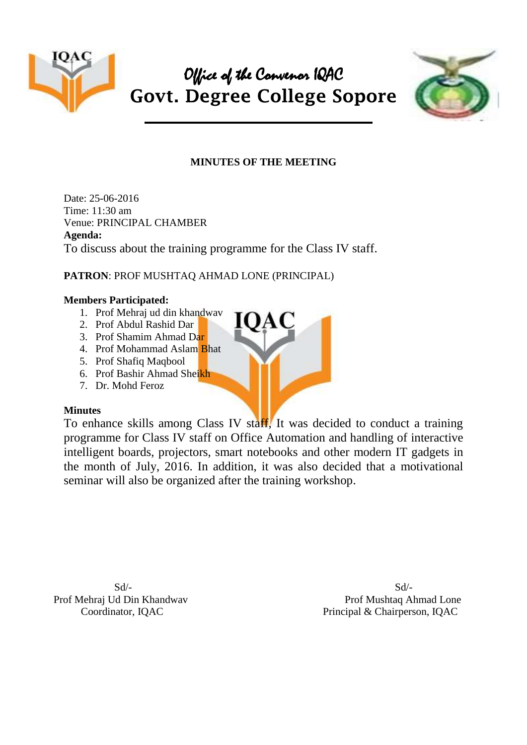# *Office of the Convenor IQAC*
# Govt. Degree College Sopore

## MINUTES OF THE MEETING

Date: 25-06-2016
Time: 11:30 am
Venue: PRINCIPAL CHAMBER
**Agenda:**
To discuss about the training programme for the Class IV staff.

**PATRON**: PROF MUSHTAQ AHMAD LONE (PRINCIPAL)

**Members Participated:**

1. Prof Mehraj ud din khandwav
2. Prof Abdul Rashid Dar
3. Prof Shamim Ahmad Dar
4. Prof Mohammad Aslam Bhat
5. Prof Shafiq Maqbool
6. Prof Bashir Ahmad Sheikh
7. Dr. Mohd Feroz

**Minutes**

To enhance skills among Class IV staff, It was decided to conduct a training programme for Class IV staff on Office Automation and handling of interactive intelligent boards, projectors, smart notebooks and other modern IT gadgets in the month of July, 2016. In addition, it was also decided that a motivational seminar will also be organized after the training workshop.

Sd/-
Prof Mehraj Ud Din Khandwav
Coordinator, IQAC

Sd/-
Prof Mushtaq Ahmad Lone
Principal & Chairperson, IQAC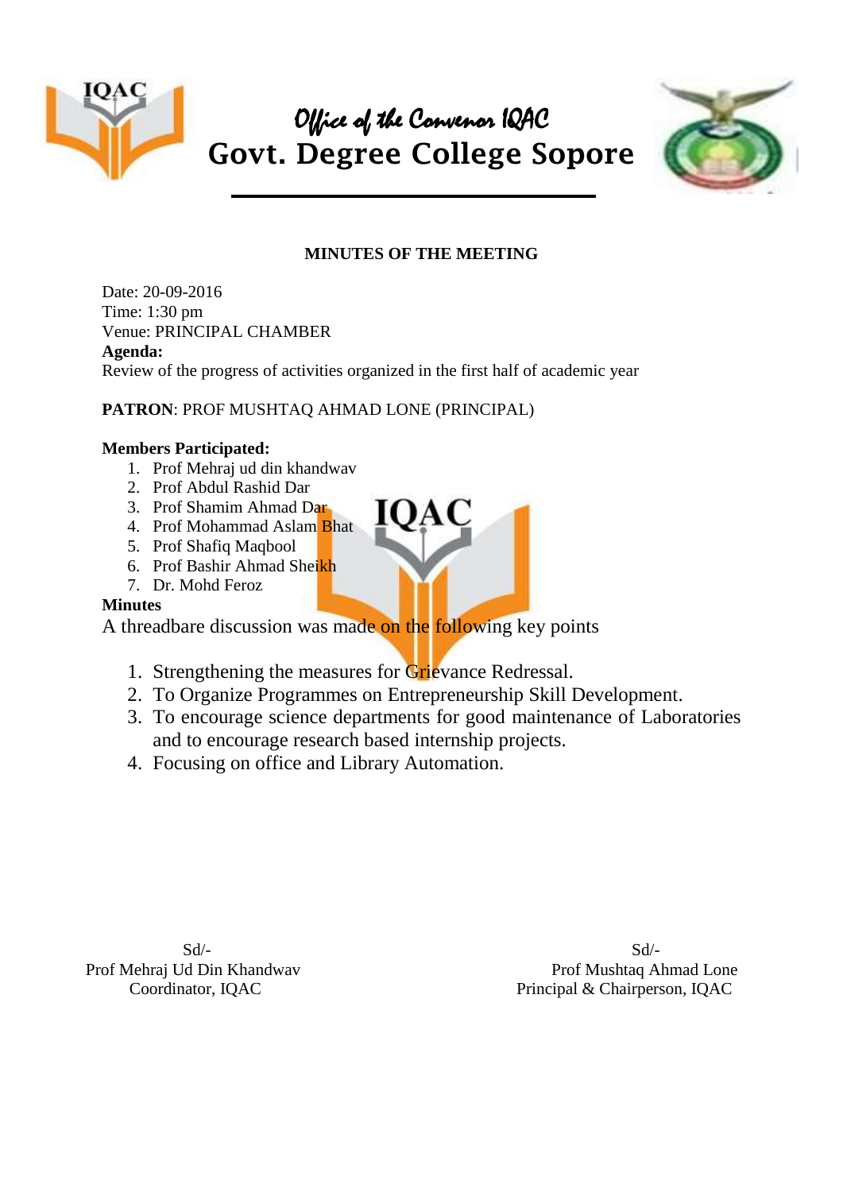# *Office of the Convenor IQAC*
# Govt. Degree College Sopore

**MINUTES OF THE MEETING**

Date: 20-09-2016
Time: 1:30 pm
Venue: PRINCIPAL CHAMBER
**Agenda:**
Review of the progress of activities organized in the first half of academic year

**PATRON**: PROF MUSHTAQ AHMAD LONE (PRINCIPAL)

**Members Participated:**

1. Prof Mehraj ud din khandwav
2. Prof Abdul Rashid Dar
3. Prof Shamim Ahmad Dar
4. Prof Mohammad Aslam Bhat
5. Prof Shafiq Maqbool
6. Prof Bashir Ahmad Sheikh
7. Dr. Mohd Feroz

**Minutes**

A threadbare discussion was made on the following key points

1. Strengthening the measures for Grievance Redressal.
2. To Organize Programmes on Entrepreneurship Skill Development.
3. To encourage science departments for good maintenance of Laboratories and to encourage research based internship projects.
4. Focusing on office and Library Automation.

Sd/-
Prof Mehraj Ud Din Khandwav
Coordinator, IQAC

Sd/-
Prof Mushtaq Ahmad Lone
Principal & Chairperson, IQAC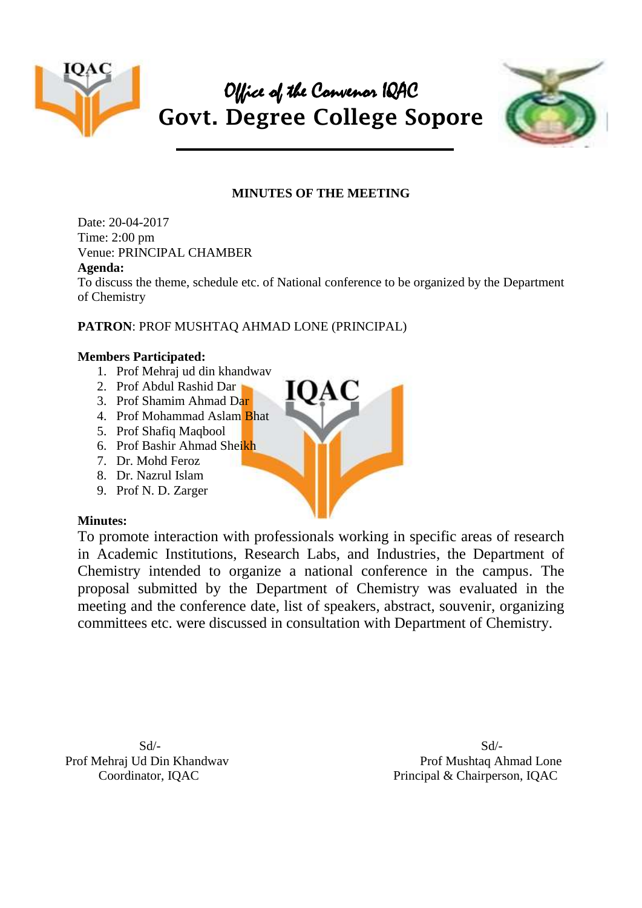*Office of the Convenor IQAC*

# Govt. Degree College Sopore

**MINUTES OF THE MEETING**

Date: 20-04-2017
Time: 2:00 pm
Venue: PRINCIPAL CHAMBER
**Agenda:**
To discuss the theme, schedule etc. of National conference to be organized by the Department of Chemistry

**PATRON**: PROF MUSHTAQ AHMAD LONE (PRINCIPAL)

**Members Participated:**

1. Prof Mehraj ud din khandwav
2. Prof Abdul Rashid Dar
3. Prof Shamim Ahmad Dar
4. Prof Mohammad Aslam Bhat
5. Prof Shafiq Maqbool
6. Prof Bashir Ahmad Sheikh
7. Dr. Mohd Feroz
8. Dr. Nazrul Islam
9. Prof N. D. Zarger

**Minutes:**

To promote interaction with professionals working in specific areas of research in Academic Institutions, Research Labs, and Industries, the Department of Chemistry intended to organize a national conference in the campus. The proposal submitted by the Department of Chemistry was evaluated in the meeting and the conference date, list of speakers, abstract, souvenir, organizing committees etc. were discussed in consultation with Department of Chemistry.

Sd/-
Prof Mehraj Ud Din Khandwav
Coordinator, IQAC

Sd/-
Prof Mushtaq Ahmad Lone
Principal & Chairperson, IQAC